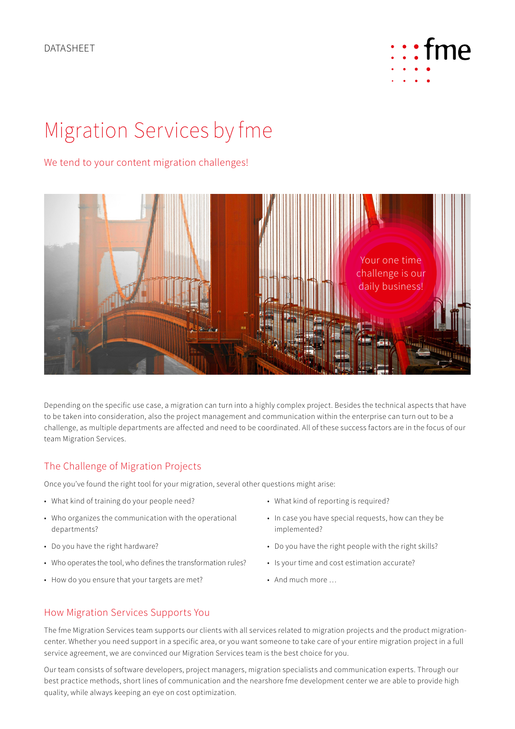DATASHEET

# Migration Services by fme

We tend to your content migration challenges!

Your one time challenge is our daily business!

Depending on the specific use case, a migration can turn into a highly complex project. Besides the technical aspects that have to be taken into consideration, also the project management and communication within the enterprise can turn out to be a challenge, as multiple departments are affected and need to be coordinated. All of these success factors are in the focus of our team Migration Services.

## The Challenge of Migration Projects

Once you've found the right tool for your migration, several other questions might arise:

- What kind of training do your people need?
- Who organizes the communication with the operational departments?
- Do you have the right hardware?
- Who operates the tool, who defines the transformation rules?
- How do you ensure that your targets are met?
- What kind of reporting is required?
- In case you have special requests, how can they be implemented?
- Do you have the right people with the right skills?
- Is your time and cost estimation accurate?
- And much more …

## How Migration Services Supports You

The fme Migration Services team supports our clients with all services related to migration projects and the product migration-center. Whether you need support in a specific area, or you want someone to take care of your entire migration project in a full service agreement, we are convinced our Migration Services team is the best choice for you.

Our team consists of software developers, project managers, migration specialists and communication experts. Through our best practice methods, short lines of communication and the nearshore fme development center we are able to provide high quality, while always keeping an eye on cost optimization.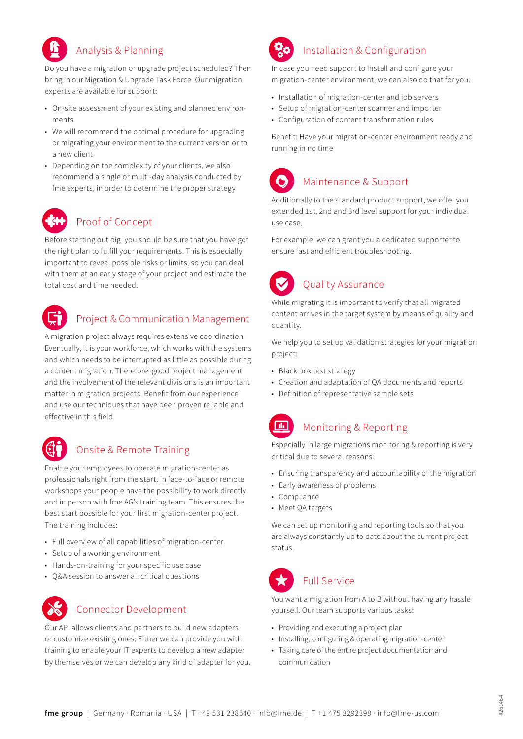## Analysis & Planning

Do you have a migration or upgrade project scheduled? Then bring in our Migration & Upgrade Task Force. Our migration experts are available for support:

- On-site assessment of your existing and planned environments
- We will recommend the optimal procedure for upgrading or migrating your environment to the current version or to a new client
- Depending on the complexity of your clients, we also recommend a single or multi-day analysis conducted by fme experts, in order to determine the proper strategy

## Proof of Concept

Before starting out big, you should be sure that you have got the right plan to fulfill your requirements. This is especially important to reveal possible risks or limits, so you can deal with them at an early stage of your project and estimate the total cost and time needed.

## Project & Communication Management

A migration project always requires extensive coordination. Eventually, it is your workforce, which works with the systems and which needs to be interrupted as little as possible during a content migration. Therefore, good project management and the involvement of the relevant divisions is an important matter in migration projects. Benefit from our experience and use our techniques that have been proven reliable and effective in this field.

## Onsite & Remote Training

Enable your employees to operate migration-center as professionals right from the start. In face-to-face or remote workshops your people have the possibility to work directly and in person with fme AG's training team. This ensures the best start possible for your first migration-center project. The training includes:

- Full overview of all capabilities of migration-center
- Setup of a working environment
- Hands-on-training for your specific use case
- Q&A session to answer all critical questions

## Connector Development

Our API allows clients and partners to build new adapters or customize existing ones. Either we can provide you with training to enable your IT experts to develop a new adapter by themselves or we can develop any kind of adapter for you.

## Installation & Configuration

In case you need support to install and configure your migration-center environment, we can also do that for you:

- Installation of migration-center and job servers
- Setup of migration-center scanner and importer
- Configuration of content transformation rules

Benefit: Have your migration-center environment ready and running in no time

## Maintenance & Support

Additionally to the standard product support, we offer you extended 1st, 2nd and 3rd level support for your individual use case.

For example, we can grant you a dedicated supporter to ensure fast and efficient troubleshooting.

## Quality Assurance

While migrating it is important to verify that all migrated content arrives in the target system by means of quality and quantity.

We help you to set up validation strategies for your migration project:

- Black box test strategy
- Creation and adaptation of QA documents and reports
- Definition of representative sample sets

## Monitoring & Reporting

Especially in large migrations monitoring & reporting is very critical due to several reasons:

- Ensuring transparency and accountability of the migration
- Early awareness of problems
- Compliance
- Meet QA targets

We can set up monitoring and reporting tools so that you are always constantly up to date about the current project status.

## Full Service

You want a migration from A to B without having any hassle yourself. Our team supports various tasks:

- Providing and executing a project plan
- Installing, configuring & operating migration-center
- Taking care of the entire project documentation and communication

**fme group** | Germany · Romania · USA | T +49 531 238540 · info@fme.de | T +1 475 3292398 · info@fme-us.com

#261464